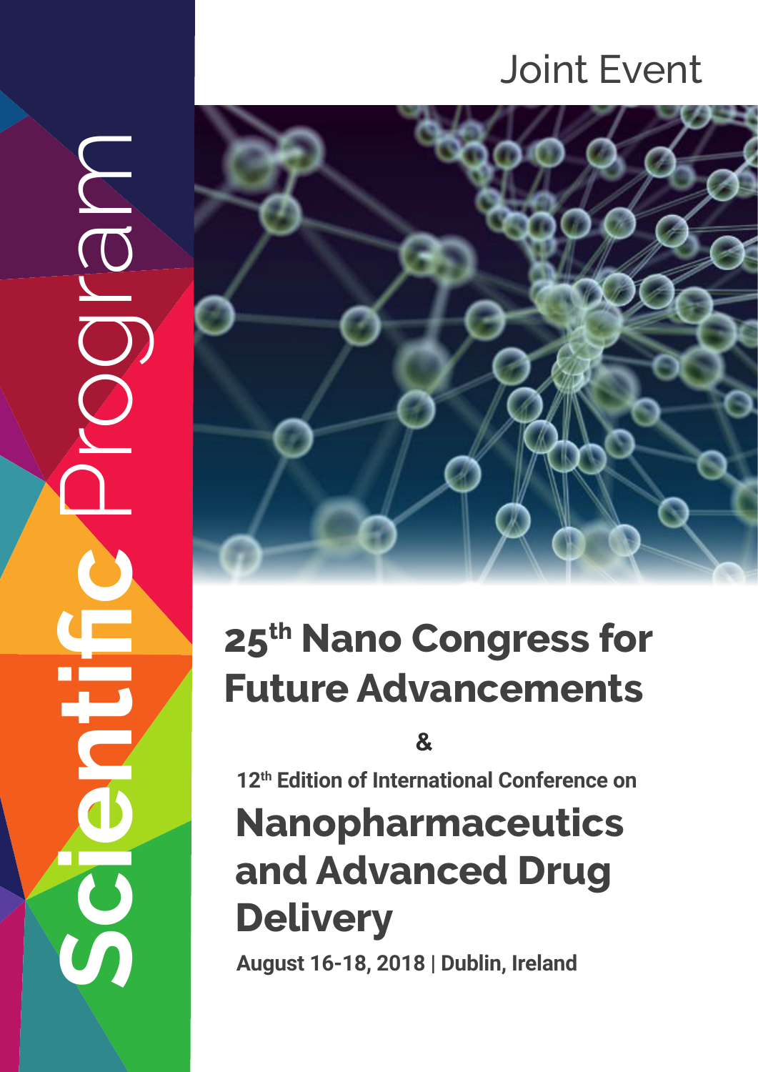# Scientific Program

Joint Event

## 25th Nano Congress for Future Advancements

&

12th Edition of International Conference on

## Nanopharmaceutics and Advanced Drug Delivery

**August 16-18, 2018 | Dublin, Ireland**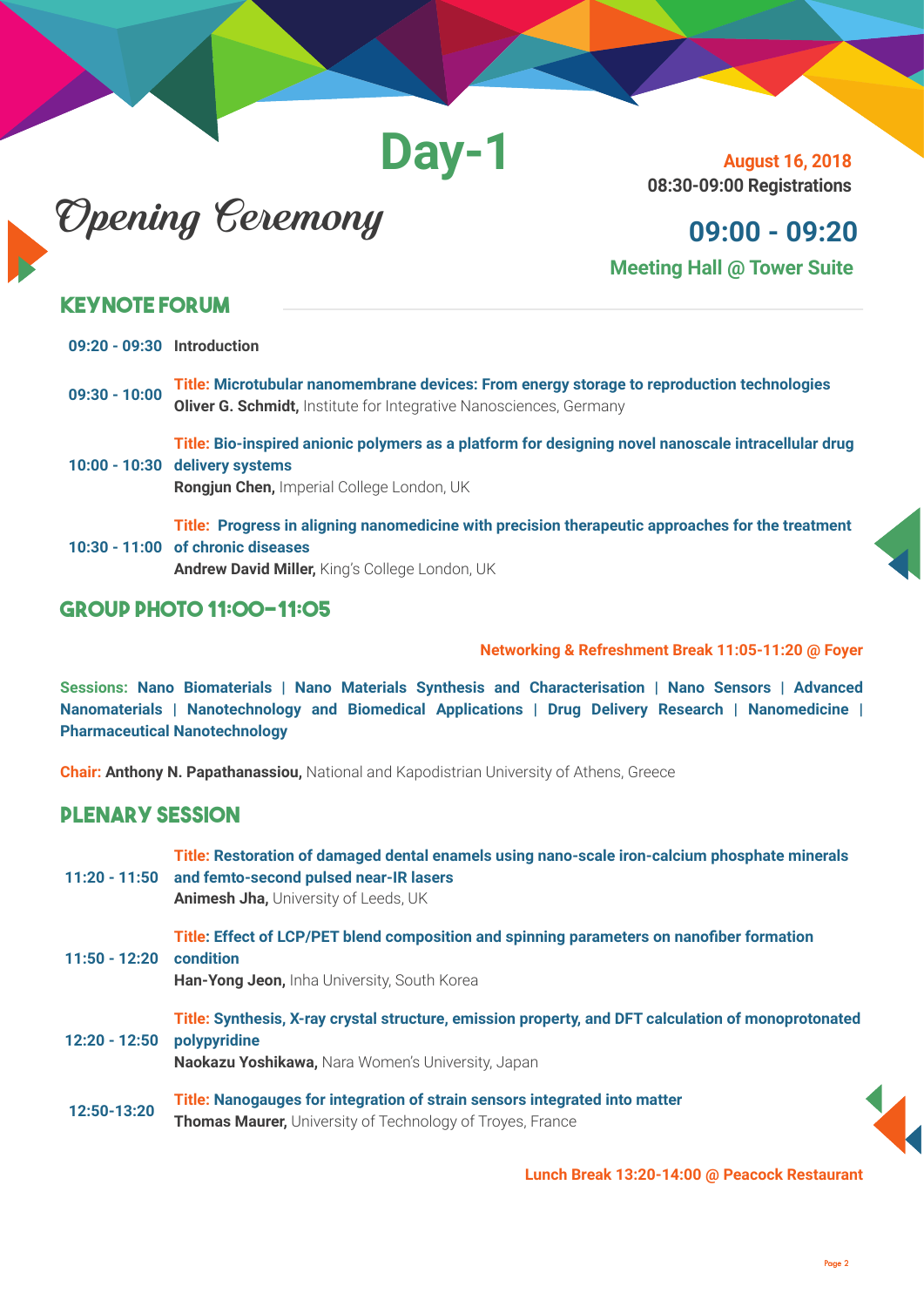# Day-1

**August 16, 2018**
**08:30-09:00 Registrations**

## Opening Ceremony

**09:00 - 09:20**
**Meeting Hall @ Tower Suite**

## KEYNOTE FORUM

| | |
|---|---|
| **09:20 - 09:30** | **Introduction** |
| **09:30 - 10:00** | **Title: Microtubular nanomembrane devices: From energy storage to reproduction technologies**<br>**Oliver G. Schmidt,** Institute for Integrative Nanosciences, Germany |
| **10:00 - 10:30** | **Title: Bio-inspired anionic polymers as a platform for designing novel nanoscale intracellular drug delivery systems**<br>**Rongjun Chen,** Imperial College London, UK |
| **10:30 - 11:00** | **Title: Progress in aligning nanomedicine with precision therapeutic approaches for the treatment of chronic diseases**<br>**Andrew David Miller,** King's College London, UK |

## GROUP PHOTO 11:00-11:05

**Networking & Refreshment Break 11:05-11:20 @ Foyer**

**Sessions: Nano Biomaterials | Nano Materials Synthesis and Characterisation | Nano Sensors | Advanced Nanomaterials | Nanotechnology and Biomedical Applications | Drug Delivery Research | Nanomedicine | Pharmaceutical Nanotechnology**

**Chair: Anthony N. Papathanassiou,** National and Kapodistrian University of Athens, Greece

## PLENARY SESSION

| | |
|---|---|
| **11:20 - 11:50** | **Title: Restoration of damaged dental enamels using nano-scale iron-calcium phosphate minerals and femto-second pulsed near-IR lasers**<br>**Animesh Jha,** University of Leeds, UK |
| **11:50 - 12:20** | **Title: Effect of LCP/PET blend composition and spinning parameters on nanofiber formation condition**<br>**Han-Yong Jeon,** Inha University, South Korea |
| **12:20 - 12:50** | **Title: Synthesis, X-ray crystal structure, emission property, and DFT calculation of monoprotonated polypyridine**<br>**Naokazu Yoshikawa,** Nara Women's University, Japan |
| **12:50-13:20** | **Title: Nanogauges for integration of strain sensors integrated into matter**<br>**Thomas Maurer,** University of Technology of Troyes, France |

**Lunch Break 13:20-14:00 @ Peacock Restaurant**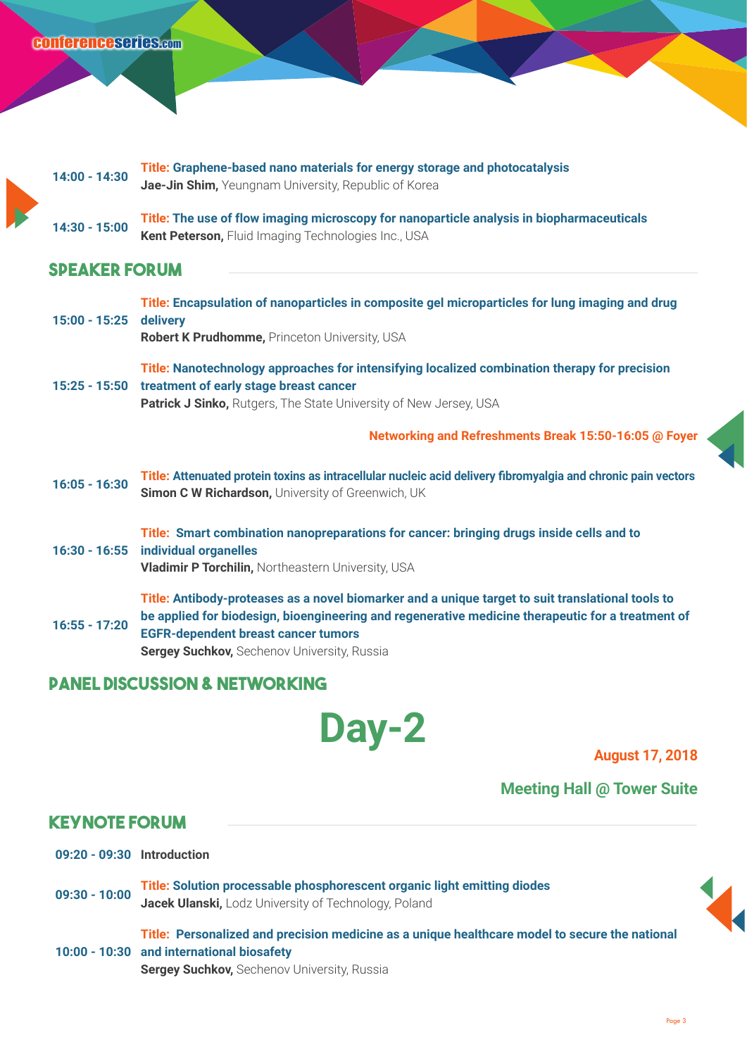**14:00 - 14:30** **Title: Graphene-based nano materials for energy storage and photocatalysis**
**Jae-Jin Shim,** Yeungnam University, Republic of Korea

**14:30 - 15:00** **Title: The use of flow imaging microscopy for nanoparticle analysis in biopharmaceuticals**
**Kent Peterson,** Fluid Imaging Technologies Inc., USA

## SPEAKER FORUM

**15:00 - 15:25** **Title: Encapsulation of nanoparticles in composite gel microparticles for lung imaging and drug delivery**
**Robert K Prudhomme,** Princeton University, USA

**15:25 - 15:50** **Title: Nanotechnology approaches for intensifying localized combination therapy for precision treatment of early stage breast cancer**
**Patrick J Sinko,** Rutgers, The State University of New Jersey, USA

**Networking and Refreshments Break 15:50-16:05 @ Foyer**

**16:05 - 16:30** **Title: Attenuated protein toxins as intracellular nucleic acid delivery fibromyalgia and chronic pain vectors**
**Simon C W Richardson,** University of Greenwich, UK

**16:30 - 16:55** **Title: Smart combination nanopreparations for cancer: bringing drugs inside cells and to individual organelles**
**Vladimir P Torchilin,** Northeastern University, USA

**16:55 - 17:20** **Title: Antibody-proteases as a novel biomarker and a unique target to suit translational tools to be applied for biodesign, bioengineering and regenerative medicine therapeutic for a treatment of EGFR-dependent breast cancer tumors**
**Sergey Suchkov,** Sechenov University, Russia

## PANEL DISCUSSION & NETWORKING

# Day-2

**August 17, 2018**

**Meeting Hall @ Tower Suite**

## KEYNOTE FORUM

**09:20 - 09:30** **Introduction**

**09:30 - 10:00** **Title: Solution processable phosphorescent organic light emitting diodes**
**Jacek Ulanski,** Lodz University of Technology, Poland

**10:00 - 10:30** **Title: Personalized and precision medicine as a unique healthcare model to secure the national and international biosafety**
**Sergey Suchkov,** Sechenov University, Russia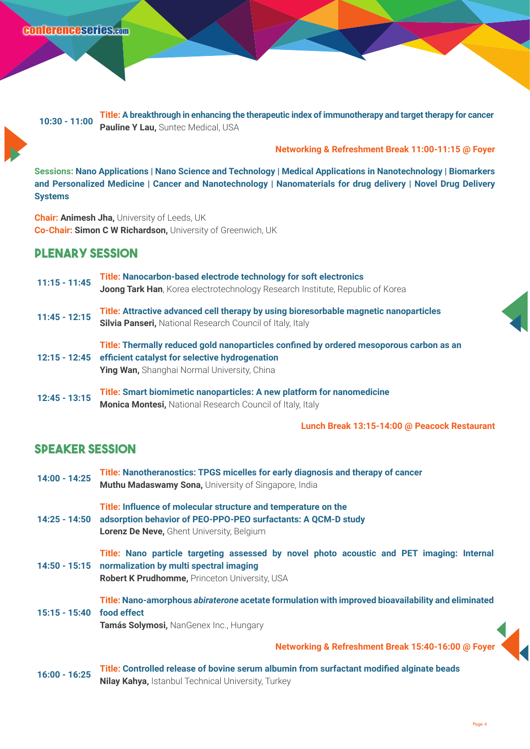**10:30 - 11:00** **Title: A breakthrough in enhancing the therapeutic index of immunotherapy and target therapy for cancer**
**Pauline Y Lau,** Suntec Medical, USA

**Networking & Refreshment Break 11:00-11:15 @ Foyer**

**Sessions: Nano Applications | Nano Science and Technology | Medical Applications in Nanotechnology | Biomarkers and Personalized Medicine | Cancer and Nanotechnology | Nanomaterials for drug delivery | Novel Drug Delivery Systems**

**Chair: Animesh Jha,** University of Leeds, UK
**Co-Chair: Simon C W Richardson,** University of Greenwich, UK

## Plenary Session

**11:15 - 11:45** **Title: Nanocarbon-based electrode technology for soft electronics**
**Joong Tark Han**, Korea electrotechnology Research Institute, Republic of Korea

**11:45 - 12:15** **Title: Attractive advanced cell therapy by using bioresorbable magnetic nanoparticles**
**Silvia Panseri,** National Research Council of Italy, Italy

**12:15 - 12:45** **Title: Thermally reduced gold nanoparticles confined by ordered mesoporous carbon as an efficient catalyst for selective hydrogenation**
**Ying Wan,** Shanghai Normal University, China

**12:45 - 13:15** **Title: Smart biomimetic nanoparticles: A new platform for nanomedicine**
**Monica Montesi,** National Research Council of Italy, Italy

**Lunch Break 13:15-14:00 @ Peacock Restaurant**

## Speaker Session

**14:00 - 14:25** **Title: Nanotheranostics: TPGS micelles for early diagnosis and therapy of cancer**
**Muthu Madaswamy Sona,** University of Singapore, India

**14:25 - 14:50** **Title: Influence of molecular structure and temperature on the adsorption behavior of PEO-PPO-PEO surfactants: A QCM-D study**
**Lorenz De Neve,** Ghent University, Belgium

**14:50 - 15:15** **Title: Nano particle targeting assessed by novel photo acoustic and PET imaging: Internal normalization by multi spectral imaging**
**Robert K Prudhomme,** Princeton University, USA

**15:15 - 15:40** **Title: Nano-amorphous *abiraterone* acetate formulation with improved bioavailability and eliminated food effect**
**Tamás Solymosi,** NanGenex Inc., Hungary

**Networking & Refreshment Break 15:40-16:00 @ Foyer**

**16:00 - 16:25** **Title: Controlled release of bovine serum albumin from surfactant modified alginate beads**
**Nilay Kahya,** Istanbul Technical University, Turkey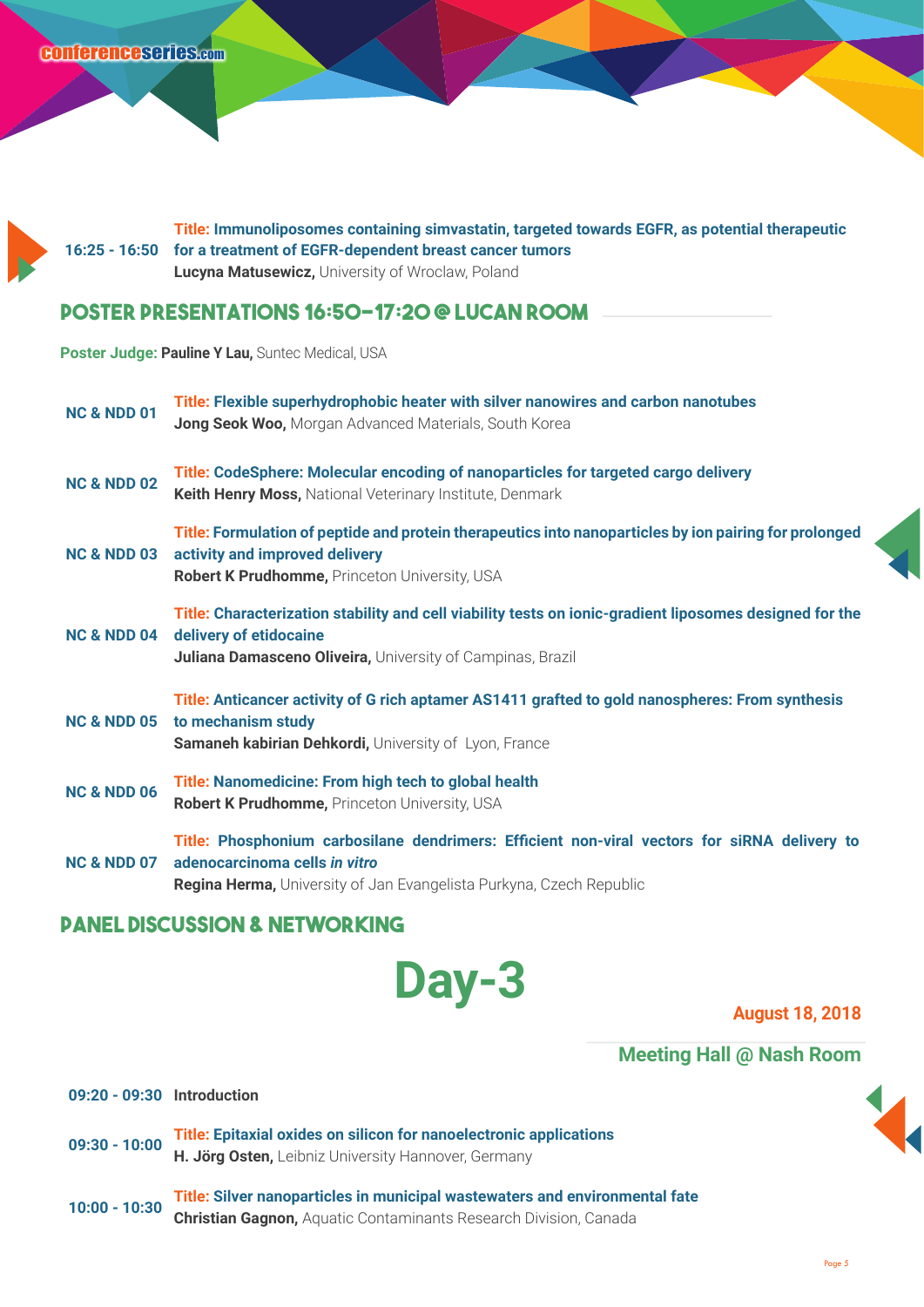**16:25 - 16:50** **Title: Immunoliposomes containing simvastatin, targeted towards EGFR, as potential therapeutic for a treatment of EGFR-dependent breast cancer tumors**
**Lucyna Matusewicz,** University of Wroclaw, Poland

## POSTER PRESENTATIONS 16:50-17:20 @ LUCAN ROOM

**Poster Judge: Pauline Y Lau,** Suntec Medical, USA

**NC & NDD 01** **Title: Flexible superhydrophobic heater with silver nanowires and carbon nanotubes**
**Jong Seok Woo,** Morgan Advanced Materials, South Korea

**NC & NDD 02** **Title: CodeSphere: Molecular encoding of nanoparticles for targeted cargo delivery**
**Keith Henry Moss,** National Veterinary Institute, Denmark

**NC & NDD 03** **Title: Formulation of peptide and protein therapeutics into nanoparticles by ion pairing for prolonged activity and improved delivery**
**Robert K Prudhomme,** Princeton University, USA

**NC & NDD 04** **Title: Characterization stability and cell viability tests on ionic-gradient liposomes designed for the delivery of etidocaine**
**Juliana Damasceno Oliveira,** University of Campinas, Brazil

**NC & NDD 05** **Title: Anticancer activity of G rich aptamer AS1411 grafted to gold nanospheres: From synthesis to mechanism study**
**Samaneh kabirian Dehkordi,** University of Lyon, France

**NC & NDD 06** **Title: Nanomedicine: From high tech to global health**
**Robert K Prudhomme,** Princeton University, USA

**NC & NDD 07** **Title: Phosphonium carbosilane dendrimers: Efficient non-viral vectors for siRNA delivery to adenocarcinoma cells *in vitro***
**Regina Herma,** University of Jan Evangelista Purkyna, Czech Republic

## PANEL DISCUSSION & NETWORKING

# Day-3

**August 18, 2018**

### Meeting Hall @ Nash Room

**09:20 - 09:30** **Introduction**

**09:30 - 10:00** **Title: Epitaxial oxides on silicon for nanoelectronic applications**
**H. Jörg Osten,** Leibniz University Hannover, Germany

**10:00 - 10:30** **Title: Silver nanoparticles in municipal wastewaters and environmental fate**
**Christian Gagnon,** Aquatic Contaminants Research Division, Canada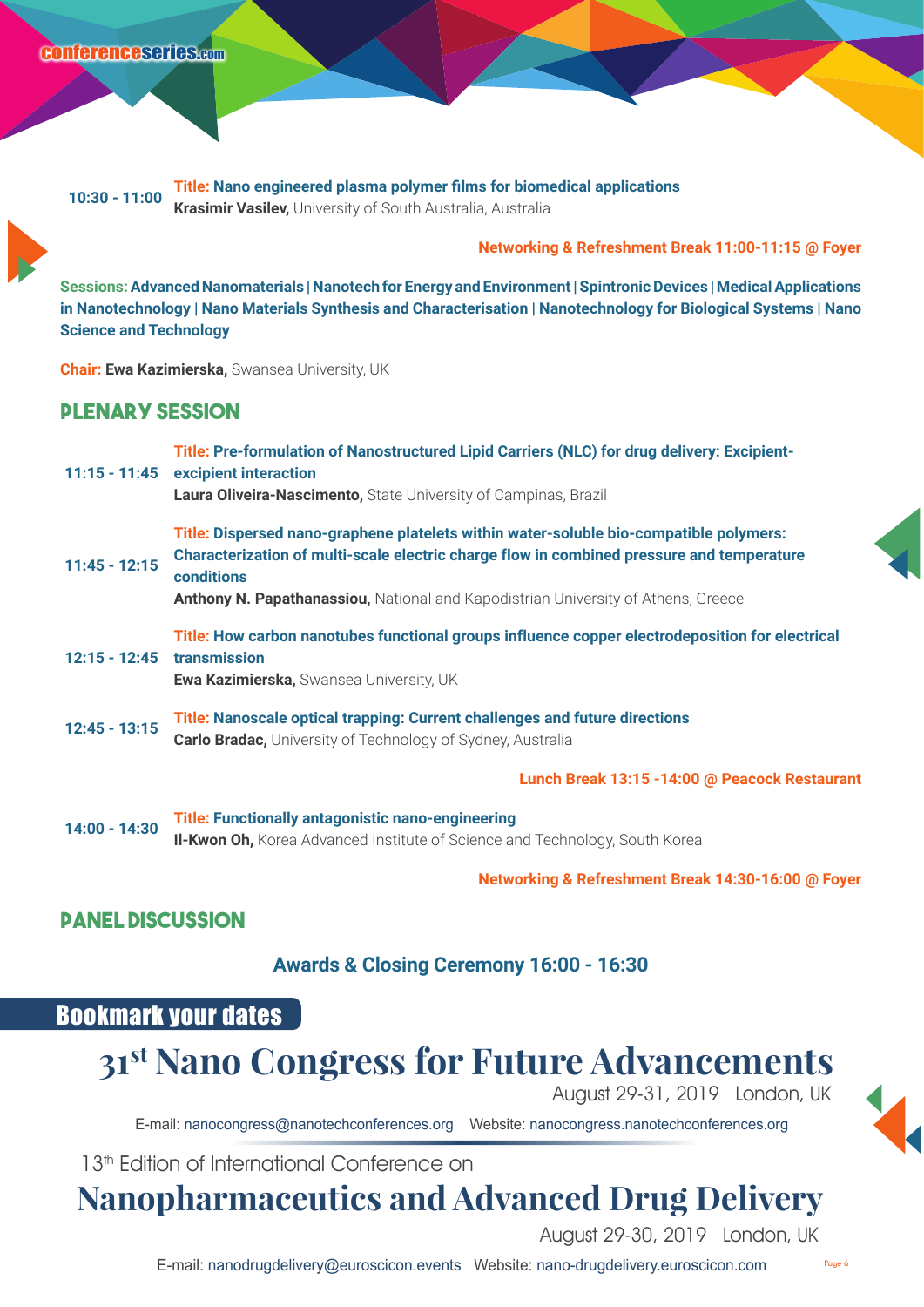**10:30 - 11:00** **Title: Nano engineered plasma polymer films for biomedical applications**
**Krasimir Vasilev,** University of South Australia, Australia

**Networking & Refreshment Break 11:00-11:15 @ Foyer**

**Sessions: Advanced Nanomaterials | Nanotech for Energy and Environment | Spintronic Devices | Medical Applications in Nanotechnology | Nano Materials Synthesis and Characterisation | Nanotechnology for Biological Systems | Nano Science and Technology**

**Chair: Ewa Kazimierska,** Swansea University, UK

## Plenary Session

**11:15 - 11:45** **Title: Pre-formulation of Nanostructured Lipid Carriers (NLC) for drug delivery: Excipient-excipient interaction**
**Laura Oliveira-Nascimento,** State University of Campinas, Brazil

**11:45 - 12:15** **Title: Dispersed nano-graphene platelets within water-soluble bio-compatible polymers: Characterization of multi-scale electric charge flow in combined pressure and temperature conditions**
**Anthony N. Papathanassiou,** National and Kapodistrian University of Athens, Greece

**12:15 - 12:45** **Title: How carbon nanotubes functional groups influence copper electrodeposition for electrical transmission**
**Ewa Kazimierska,** Swansea University, UK

**12:45 - 13:15** **Title: Nanoscale optical trapping: Current challenges and future directions**
**Carlo Bradac,** University of Technology of Sydney, Australia

**Lunch Break 13:15 -14:00 @ Peacock Restaurant**

**14:00 - 14:30** **Title: Functionally antagonistic nano-engineering**
**Il-Kwon Oh,** Korea Advanced Institute of Science and Technology, South Korea

**Networking & Refreshment Break 14:30-16:00 @ Foyer**

## Panel Discussion

**Awards & Closing Ceremony 16:00 - 16:30**

## Bookmark your dates

# 31st Nano Congress for Future Advancements

August 29-31, 2019 London, UK

E-mail: nanocongress@nanotechconferences.org Website: nanocongress.nanotechconferences.org

13th Edition of International Conference on

# Nanopharmaceutics and Advanced Drug Delivery

August 29-30, 2019 London, UK

E-mail: nanodrugdelivery@euroscicon.events Website: nano-drugdelivery.euroscicon.com